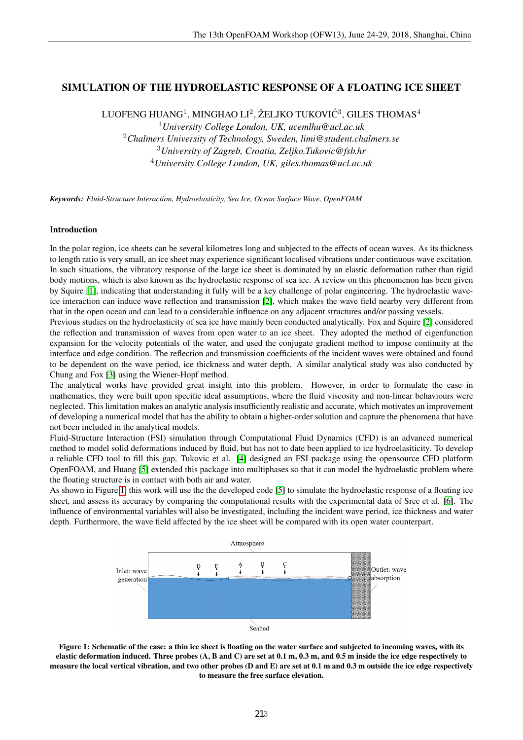# SIMULATION OF THE HYDROELASTIC RESPONSE OF A FLOATING ICE SHEET

LUOFENG HUANG[1], MINGHAO LI[2], ŽELJKO TUKOVIĆ[3], GILES THOMAS[4]

[1] *University College London, UK, ucemlhu@ucl.ac.uk*
[2] *Chalmers University of Technology, Sweden, limi@student.chalmers.se*
[3] *University of Zagreb, Croatia, Zeljko.Tukovic@fsb.hr*
[4] *University College London, UK, giles.thomas@ucl.ac.uk*

***Keywords:*** *Fluid-Structure Interaction, Hydroelasticity, Sea Ice, Ocean Surface Wave, OpenFOAM*

## Introduction

In the polar region, ice sheets can be several kilometres long and subjected to the effects of ocean waves. As its thickness to length ratio is very small, an ice sheet may experience significant localised vibrations under continuous wave excitation. In such situations, the vibratory response of the large ice sheet is dominated by an elastic deformation rather than rigid body motions, which is also known as the hydroelastic response of sea ice. A review on this phenomenon has been given by Squire [1], indicating that understanding it fully will be a key challenge of polar engineering. The hydroelastic wave-ice interaction can induce wave reflection and transmission [2], which makes the wave field nearby very different from that in the open ocean and can lead to a considerable influence on any adjacent structures and/or passing vessels.

Previous studies on the hydroelasticity of sea ice have mainly been conducted analytically. Fox and Squire [2] considered the reflection and transmission of waves from open water to an ice sheet. They adopted the method of eigenfunction expansion for the velocity potentials of the water, and used the conjugate gradient method to impose continuity at the interface and edge condition. The reflection and transmission coefficients of the incident waves were obtained and found to be dependent on the wave period, ice thickness and water depth. A similar analytical study was also conducted by Chung and Fox [3] using the Wiener-Hopf method.

The analytical works have provided great insight into this problem. However, in order to formulate the case in mathematics, they were built upon specific ideal assumptions, where the fluid viscosity and non-linear behaviours were neglected. This limitation makes an analytic analysis insufficiently realistic and accurate, which motivates an improvement of developing a numerical model that has the ability to obtain a higher-order solution and capture the phenomena that have not been included in the analytical models.

Fluid-Structure Interaction (FSI) simulation through Computational Fluid Dynamics (CFD) is an advanced numerical method to model solid deformations induced by fluid, but has not to date been applied to ice hydroelasiticity. To develop a reliable CFD tool to fill this gap, Tukovic et al. [4] designed an FSI package using the opensource CFD platform OpenFOAM, and Huang [5] extended this package into multiphases so that it can model the hydroelastic problem where the floating structure is in contact with both air and water.

As shown in Figure 1, this work will use the the developed code [5] to simulate the hydroelastic response of a floating ice sheet, and assess its accuracy by comparing the computational results with the experimental data of Sree et al. [6]. The influence of environmental variables will also be investigated, including the incident wave period, ice thickness and water depth. Furthermore, the wave field affected by the ice sheet will be compared with its open water counterpart.

**Figure 1: Schematic of the case: a thin ice sheet is floating on the water surface and subjected to incoming waves, with its elastic deformation induced. Three probes (A, B and C) are set at 0.1 m, 0.3 m, and 0.5 m inside the ice edge respectively to measure the local vertical vibration, and two other probes (D and E) are set at 0.1 m and 0.3 m outside the ice edge respectively to measure the free surface elevation.**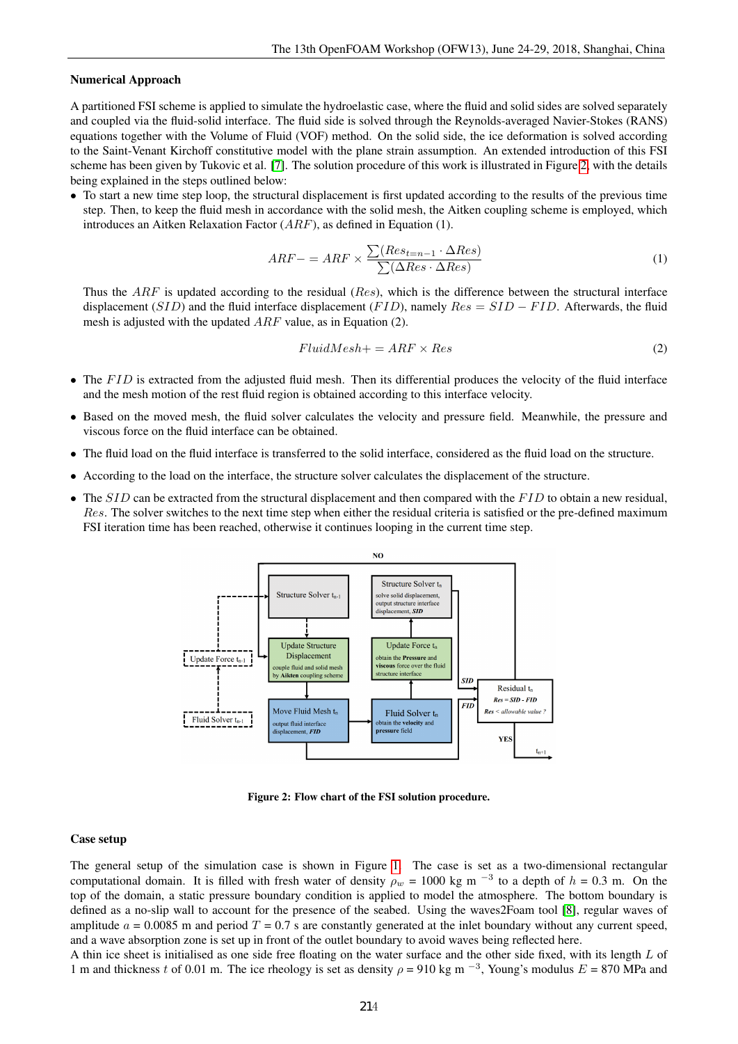### Numerical Approach

A partitioned FSI scheme is applied to simulate the hydroelastic case, where the fluid and solid sides are solved separately and coupled via the fluid-solid interface. The fluid side is solved through the Reynolds-averaged Navier-Stokes (RANS) equations together with the Volume of Fluid (VOF) method. On the solid side, the ice deformation is solved according to the Saint-Venant Kirchoff constitutive model with the plane strain assumption. An extended introduction of this FSI scheme has been given by Tukovic et al. [7]. The solution procedure of this work is illustrated in Figure 2, with the details being explained in the steps outlined below:

- To start a new time step loop, the structural displacement is first updated according to the results of the previous time step. Then, to keep the fluid mesh in accordance with the solid mesh, the Aitken coupling scheme is employed, which introduces an Aitken Relaxation Factor ($ARF$), as defined in Equation (1).

$$ARF- = ARF \times \frac{\sum(Res_{t=n-1} \cdot \Delta Res)}{\sum(\Delta Res \cdot \Delta Res)} \tag{1}$$

  Thus the $ARF$ is updated according to the residual ($Res$), which is the difference between the structural interface displacement ($SID$) and the fluid interface displacement ($FID$), namely $Res = SID - FID$. Afterwards, the fluid mesh is adjusted with the updated $ARF$ value, as in Equation (2).

$$FluidMesh+ = ARF \times Res \tag{2}$$

- The $FID$ is extracted from the adjusted fluid mesh. Then its differential produces the velocity of the fluid interface and the mesh motion of the rest fluid region is obtained according to this interface velocity.
- Based on the moved mesh, the fluid solver calculates the velocity and pressure field. Meanwhile, the pressure and viscous force on the fluid interface can be obtained.
- The fluid load on the fluid interface is transferred to the solid interface, considered as the fluid load on the structure.
- According to the load on the interface, the structure solver calculates the displacement of the structure.
- The $SID$ can be extracted from the structural displacement and then compared with the $FID$ to obtain a new residual, $Res$. The solver switches to the next time step when either the residual criteria is satisfied or the pre-defined maximum FSI iteration time has been reached, otherwise it continues looping in the current time step.

**Figure 2: Flow chart of the FSI solution procedure.**

### Case setup

The general setup of the simulation case is shown in Figure 1. The case is set as a two-dimensional rectangular computational domain. It is filled with fresh water of density $\rho_w$ = 1000 kg m $^{-3}$ to a depth of $h$ = 0.3 m. On the top of the domain, a static pressure boundary condition is applied to model the atmosphere. The bottom boundary is defined as a no-slip wall to account for the presence of the seabed. Using the waves2Foam tool [8], regular waves of amplitude $a$ = 0.0085 m and period $T$ = 0.7 s are constantly generated at the inlet boundary without any current speed, and a wave absorption zone is set up in front of the outlet boundary to avoid waves being reflected here.
A thin ice sheet is initialised as one side free floating on the water surface and the other side fixed, with its length $L$ of 1 m and thickness $t$ of 0.01 m. The ice rheology is set as density $\rho$ = 910 kg m $^{-3}$, Young's modulus $E$ = 870 MPa and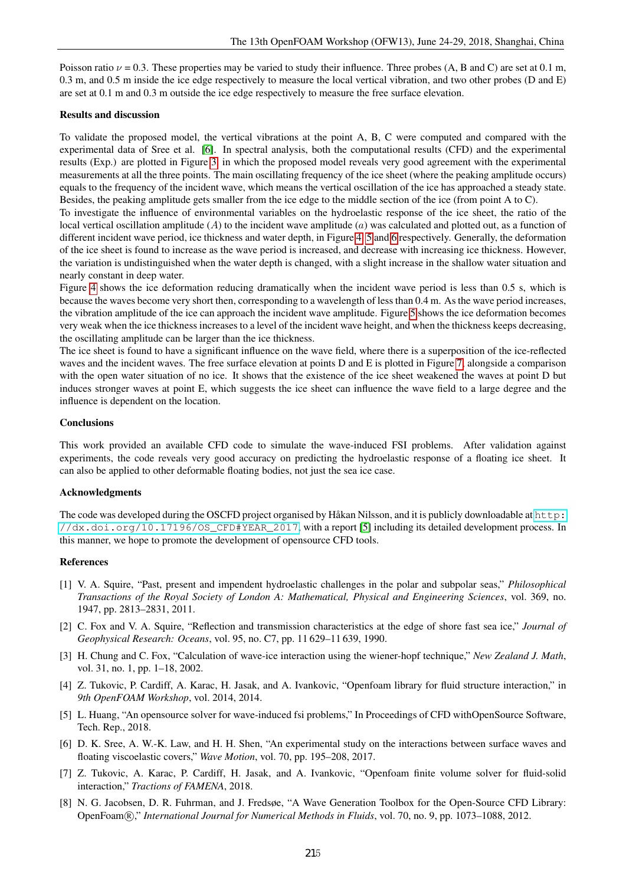Poisson ratio $\nu = 0.3$. These properties may be varied to study their influence. Three probes (A, B and C) are set at 0.1 m, 0.3 m, and 0.5 m inside the ice edge respectively to measure the local vertical vibration, and two other probes (D and E) are set at 0.1 m and 0.3 m outside the ice edge respectively to measure the free surface elevation.

## Results and discussion

To validate the proposed model, the vertical vibrations at the point A, B, C were computed and compared with the experimental data of Sree et al. [6]. In spectral analysis, both the computational results (CFD) and the experimental results (Exp.) are plotted in Figure 3, in which the proposed model reveals very good agreement with the experimental measurements at all the three points. The main oscillating frequency of the ice sheet (where the peaking amplitude occurs) equals to the frequency of the incident wave, which means the vertical oscillation of the ice has approached a steady state. Besides, the peaking amplitude gets smaller from the ice edge to the middle section of the ice (from point A to C).

To investigate the influence of environmental variables on the hydroelastic response of the ice sheet, the ratio of the local vertical oscillation amplitude ($A$) to the incident wave amplitude ($a$) was calculated and plotted out, as a function of different incident wave period, ice thickness and water depth, in Figure 4, 5 and 6 respectively. Generally, the deformation of the ice sheet is found to increase as the wave period is increased, and decrease with increasing ice thickness. However, the variation is undistinguished when the water depth is changed, with a slight increase in the shallow water situation and nearly constant in deep water.

Figure 4 shows the ice deformation reducing dramatically when the incident wave period is less than 0.5 s, which is because the waves become very short then, corresponding to a wavelength of less than 0.4 m. As the wave period increases, the vibration amplitude of the ice can approach the incident wave amplitude. Figure 5 shows the ice deformation becomes very weak when the ice thickness increases to a level of the incident wave height, and when the thickness keeps decreasing, the oscillating amplitude can be larger than the ice thickness.

The ice sheet is found to have a significant influence on the wave field, where there is a superposition of the ice-reflected waves and the incident waves. The free surface elevation at points D and E is plotted in Figure 7, alongside a comparison with the open water situation of no ice. It shows that the existence of the ice sheet weakened the waves at point D but induces stronger waves at point E, which suggests the ice sheet can influence the wave field to a large degree and the influence is dependent on the location.

## Conclusions

This work provided an available CFD code to simulate the wave-induced FSI problems. After validation against experiments, the code reveals very good accuracy on predicting the hydroelastic response of a floating ice sheet. It can also be applied to other deformable floating bodies, not just the sea ice case.

## Acknowledgments

The code was developed during the OSCFD project organised by Håkan Nilsson, and it is publicly downloadable at http://dx.doi.org/10.17196/OS_CFD#YEAR_2017, with a report [5] including its detailed development process. In this manner, we hope to promote the development of opensource CFD tools.

## References

[1] V. A. Squire, "Past, present and impendent hydroelastic challenges in the polar and subpolar seas," *Philosophical Transactions of the Royal Society of London A: Mathematical, Physical and Engineering Sciences*, vol. 369, no. 1947, pp. 2813–2831, 2011.

[2] C. Fox and V. A. Squire, "Reflection and transmission characteristics at the edge of shore fast sea ice," *Journal of Geophysical Research: Oceans*, vol. 95, no. C7, pp. 11 629–11 639, 1990.

[3] H. Chung and C. Fox, "Calculation of wave-ice interaction using the wiener-hopf technique," *New Zealand J. Math*, vol. 31, no. 1, pp. 1–18, 2002.

[4] Z. Tukovic, P. Cardiff, A. Karac, H. Jasak, and A. Ivankovic, "Openfoam library for fluid structure interaction," in *9th OpenFOAM Workshop*, vol. 2014, 2014.

[5] L. Huang, "An opensource solver for wave-induced fsi problems," In Proceedings of CFD withOpenSource Software, Tech. Rep., 2018.

[6] D. K. Sree, A. W.-K. Law, and H. H. Shen, "An experimental study on the interactions between surface waves and floating viscoelastic covers," *Wave Motion*, vol. 70, pp. 195–208, 2017.

[7] Z. Tukovic, A. Karac, P. Cardiff, H. Jasak, and A. Ivankovic, "Openfoam finite volume solver for fluid-solid interaction," *Tractions of FAMENA*, 2018.

[8] N. G. Jacobsen, D. R. Fuhrman, and J. Fredsøe, "A Wave Generation Toolbox for the Open-Source CFD Library: OpenFoam®," *International Journal for Numerical Methods in Fluids*, vol. 70, no. 9, pp. 1073–1088, 2012.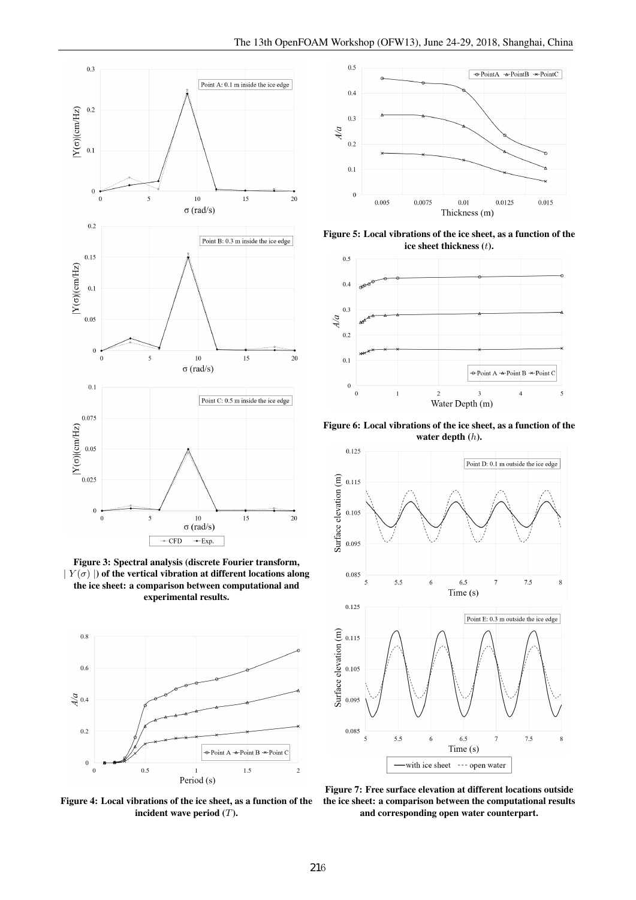Point A: 0.1 m inside the ice edge

|Y(σ)|(cm/Hz)

σ (rad/s)

Point B: 0.3 m inside the ice edge

|Y(σ)|(cm/Hz)

σ (rad/s)

Point C: 0.5 m inside the ice edge

|Y(σ)|(cm/Hz)

σ (rad/s)

CFD Exp.

**Figure 3: Spectral analysis (discrete Fourier transform, $| Y(\sigma) |$) of the vertical vibration at different locations along the ice sheet: a comparison between computational and experimental results.**

$A/a$

Period (s)

Point A Point B Point C

**Figure 4: Local vibrations of the ice sheet, as a function of the incident wave period ($T$).**

PointA PointB PointC

$A/a$

Thickness (m)

**Figure 5: Local vibrations of the ice sheet, as a function of the ice sheet thickness ($t$).**

$A/a$

Water Depth (m)

Point A Point B Point C

**Figure 6: Local vibrations of the ice sheet, as a function of the water depth ($h$).**

Point D: 0.1 m outside the ice edge

Surface elevation (m)

Time (s)

Point E: 0.3 m outside the ice edge

Surface elevation (m)

Time (s)

with ice sheet --- open water

**Figure 7: Free surface elevation at different locations outside the ice sheet: a comparison between the computational results and corresponding open water counterpart.**